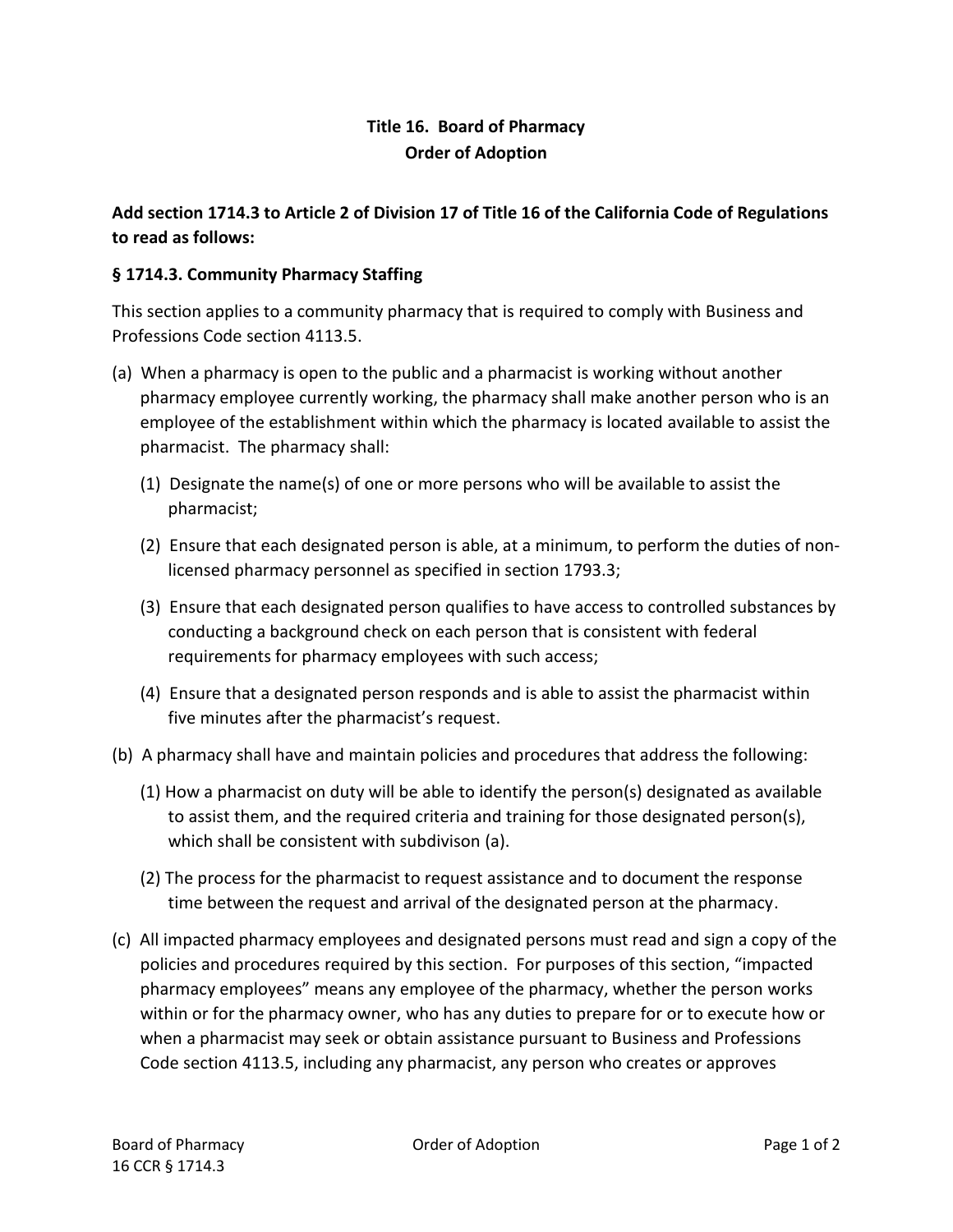**Title 16. Board of Pharmacy**
**Order of Adoption**

**Add section 1714.3 to Article 2 of Division 17 of Title 16 of the California Code of Regulations to read as follows:**

**§ 1714.3. Community Pharmacy Staffing**

This section applies to a community pharmacy that is required to comply with Business and Professions Code section 4113.5.

(a) When a pharmacy is open to the public and a pharmacist is working without another pharmacy employee currently working, the pharmacy shall make another person who is an employee of the establishment within which the pharmacy is located available to assist the pharmacist. The pharmacy shall:

(1) Designate the name(s) of one or more persons who will be available to assist the pharmacist;

(2) Ensure that each designated person is able, at a minimum, to perform the duties of non-licensed pharmacy personnel as specified in section 1793.3;

(3) Ensure that each designated person qualifies to have access to controlled substances by conducting a background check on each person that is consistent with federal requirements for pharmacy employees with such access;

(4) Ensure that a designated person responds and is able to assist the pharmacist within five minutes after the pharmacist's request.

(b) A pharmacy shall have and maintain policies and procedures that address the following:

(1) How a pharmacist on duty will be able to identify the person(s) designated as available to assist them, and the required criteria and training for those designated person(s), which shall be consistent with subdivison (a).

(2) The process for the pharmacist to request assistance and to document the response time between the request and arrival of the designated person at the pharmacy.

(c) All impacted pharmacy employees and designated persons must read and sign a copy of the policies and procedures required by this section. For purposes of this section, "impacted pharmacy employees" means any employee of the pharmacy, whether the person works within or for the pharmacy owner, who has any duties to prepare for or to execute how or when a pharmacist may seek or obtain assistance pursuant to Business and Professions Code section 4113.5, including any pharmacist, any person who creates or approves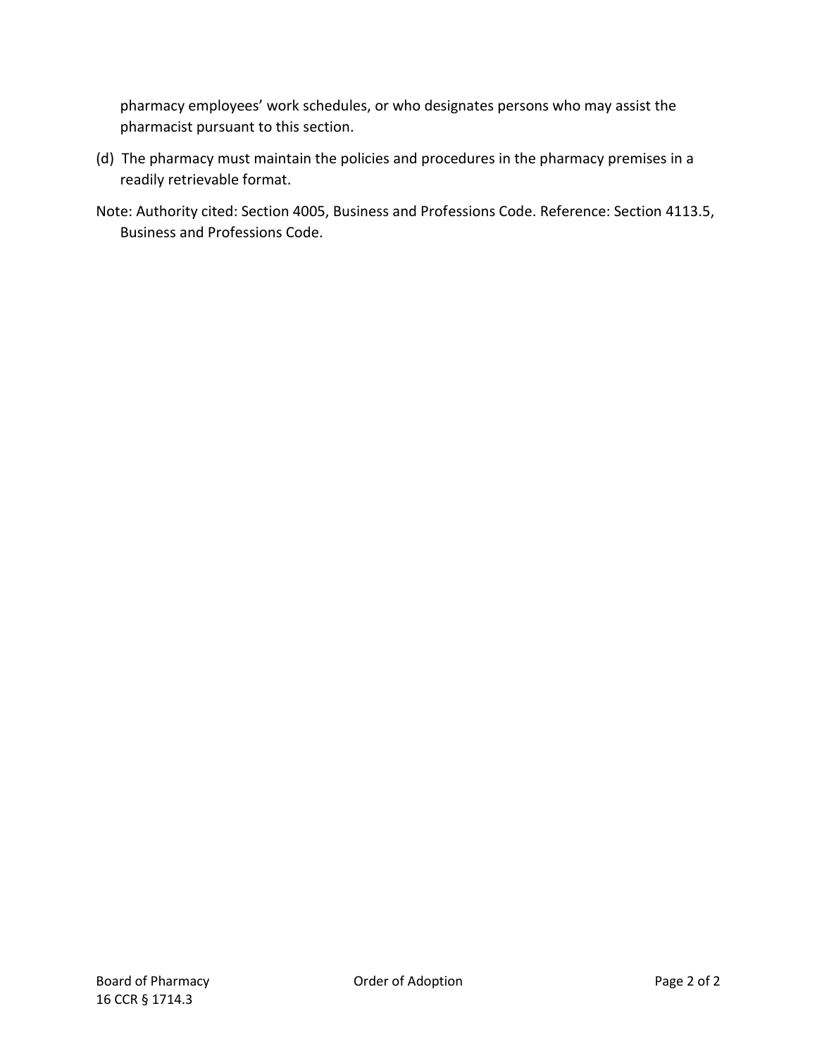pharmacy employees' work schedules, or who designates persons who may assist the pharmacist pursuant to this section.

(d) The pharmacy must maintain the policies and procedures in the pharmacy premises in a readily retrievable format.

Note: Authority cited: Section 4005, Business and Professions Code. Reference: Section 4113.5, Business and Professions Code.